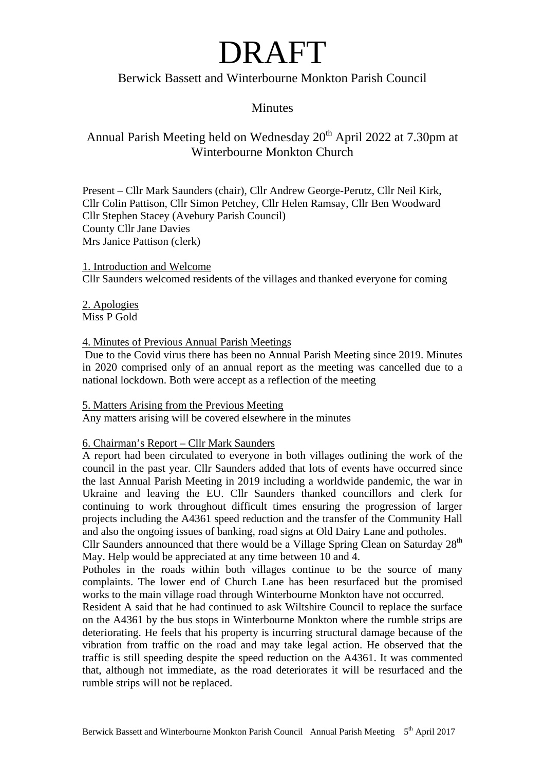# DRAFT

## Berwick Bassett and Winterbourne Monkton Parish Council

## Minutes

## Annual Parish Meeting held on Wednesday 20th April 2022 at 7.30pm at Winterbourne Monkton Church

Present – Cllr Mark Saunders (chair), Cllr Andrew George-Perutz, Cllr Neil Kirk, Cllr Colin Pattison, Cllr Simon Petchey, Cllr Helen Ramsay, Cllr Ben Woodward
Cllr Stephen Stacey (Avebury Parish Council)
County Cllr Jane Davies
Mrs Janice Pattison (clerk)

1. Introduction and Welcome

Cllr Saunders welcomed residents of the villages and thanked everyone for coming

2. Apologies

Miss P Gold

4. Minutes of Previous Annual Parish Meetings

Due to the Covid virus there has been no Annual Parish Meeting since 2019. Minutes in 2020 comprised only of an annual report as the meeting was cancelled due to a national lockdown. Both were accept as a reflection of the meeting

5. Matters Arising from the Previous Meeting

Any matters arising will be covered elsewhere in the minutes

6. Chairman's Report – Cllr Mark Saunders

A report had been circulated to everyone in both villages outlining the work of the council in the past year. Cllr Saunders added that lots of events have occurred since the last Annual Parish Meeting in 2019 including a worldwide pandemic, the war in Ukraine and leaving the EU. Cllr Saunders thanked councillors and clerk for continuing to work throughout difficult times ensuring the progression of larger projects including the A4361 speed reduction and the transfer of the Community Hall and also the ongoing issues of banking, road signs at Old Dairy Lane and potholes.

Cllr Saunders announced that there would be a Village Spring Clean on Saturday 28th May. Help would be appreciated at any time between 10 and 4.

Potholes in the roads within both villages continue to be the source of many complaints. The lower end of Church Lane has been resurfaced but the promised works to the main village road through Winterbourne Monkton have not occurred.

Resident A said that he had continued to ask Wiltshire Council to replace the surface on the A4361 by the bus stops in Winterbourne Monkton where the rumble strips are deteriorating. He feels that his property is incurring structural damage because of the vibration from traffic on the road and may take legal action. He observed that the traffic is still speeding despite the speed reduction on the A4361. It was commented that, although not immediate, as the road deteriorates it will be resurfaced and the rumble strips will not be replaced.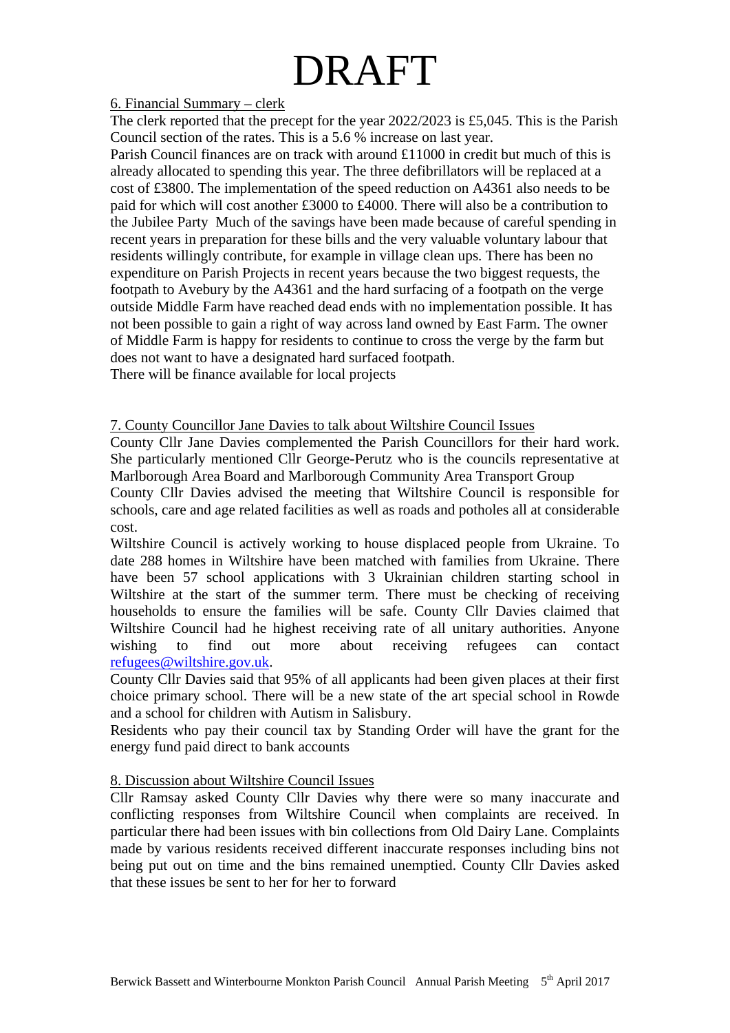# DRAFT

6. Financial Summary – clerk

The clerk reported that the precept for the year 2022/2023 is £5,045. This is the Parish Council section of the rates. This is a 5.6 % increase on last year.

Parish Council finances are on track with around £11000 in credit but much of this is already allocated to spending this year. The three defibrillators will be replaced at a cost of £3800. The implementation of the speed reduction on A4361 also needs to be paid for which will cost another £3000 to £4000. There will also be a contribution to the Jubilee Party Much of the savings have been made because of careful spending in recent years in preparation for these bills and the very valuable voluntary labour that residents willingly contribute, for example in village clean ups. There has been no expenditure on Parish Projects in recent years because the two biggest requests, the footpath to Avebury by the A4361 and the hard surfacing of a footpath on the verge outside Middle Farm have reached dead ends with no implementation possible. It has not been possible to gain a right of way across land owned by East Farm. The owner of Middle Farm is happy for residents to continue to cross the verge by the farm but does not want to have a designated hard surfaced footpath.

There will be finance available for local projects

7. County Councillor Jane Davies to talk about Wiltshire Council Issues

County Cllr Jane Davies complemented the Parish Councillors for their hard work. She particularly mentioned Cllr George-Perutz who is the councils representative at Marlborough Area Board and Marlborough Community Area Transport Group

County Cllr Davies advised the meeting that Wiltshire Council is responsible for schools, care and age related facilities as well as roads and potholes all at considerable cost.

Wiltshire Council is actively working to house displaced people from Ukraine. To date 288 homes in Wiltshire have been matched with families from Ukraine. There have been 57 school applications with 3 Ukrainian children starting school in Wiltshire at the start of the summer term. There must be checking of receiving households to ensure the families will be safe. County Cllr Davies claimed that Wiltshire Council had he highest receiving rate of all unitary authorities. Anyone wishing to find out more about receiving refugees can contact refugees@wiltshire.gov.uk.

County Cllr Davies said that 95% of all applicants had been given places at their first choice primary school. There will be a new state of the art special school in Rowde and a school for children with Autism in Salisbury.

Residents who pay their council tax by Standing Order will have the grant for the energy fund paid direct to bank accounts

8. Discussion about Wiltshire Council Issues

Cllr Ramsay asked County Cllr Davies why there were so many inaccurate and conflicting responses from Wiltshire Council when complaints are received. In particular there had been issues with bin collections from Old Dairy Lane. Complaints made by various residents received different inaccurate responses including bins not being put out on time and the bins remained unemptied. County Cllr Davies asked that these issues be sent to her for her to forward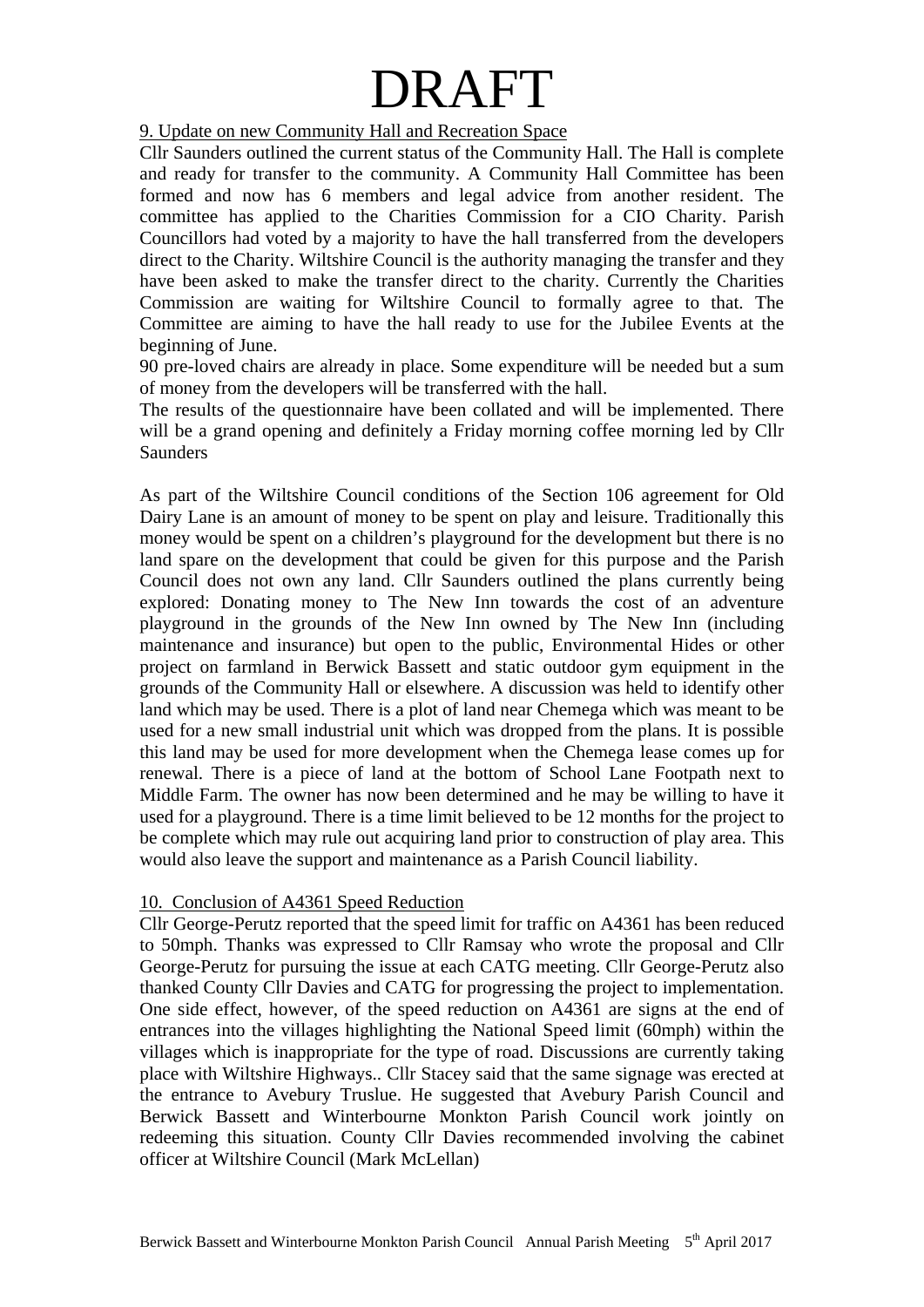# DRAFT

9. Update on new Community Hall and Recreation Space

Cllr Saunders outlined the current status of the Community Hall. The Hall is complete and ready for transfer to the community. A Community Hall Committee has been formed and now has 6 members and legal advice from another resident. The committee has applied to the Charities Commission for a CIO Charity. Parish Councillors had voted by a majority to have the hall transferred from the developers direct to the Charity. Wiltshire Council is the authority managing the transfer and they have been asked to make the transfer direct to the charity. Currently the Charities Commission are waiting for Wiltshire Council to formally agree to that. The Committee are aiming to have the hall ready to use for the Jubilee Events at the beginning of June.

90 pre-loved chairs are already in place. Some expenditure will be needed but a sum of money from the developers will be transferred with the hall.

The results of the questionnaire have been collated and will be implemented. There will be a grand opening and definitely a Friday morning coffee morning led by Cllr Saunders

As part of the Wiltshire Council conditions of the Section 106 agreement for Old Dairy Lane is an amount of money to be spent on play and leisure. Traditionally this money would be spent on a children's playground for the development but there is no land spare on the development that could be given for this purpose and the Parish Council does not own any land. Cllr Saunders outlined the plans currently being explored: Donating money to The New Inn towards the cost of an adventure playground in the grounds of the New Inn owned by The New Inn (including maintenance and insurance) but open to the public, Environmental Hides or other project on farmland in Berwick Bassett and static outdoor gym equipment in the grounds of the Community Hall or elsewhere. A discussion was held to identify other land which may be used. There is a plot of land near Chemega which was meant to be used for a new small industrial unit which was dropped from the plans. It is possible this land may be used for more development when the Chemega lease comes up for renewal. There is a piece of land at the bottom of School Lane Footpath next to Middle Farm. The owner has now been determined and he may be willing to have it used for a playground. There is a time limit believed to be 12 months for the project to be complete which may rule out acquiring land prior to construction of play area. This would also leave the support and maintenance as a Parish Council liability.

10. Conclusion of A4361 Speed Reduction

Cllr George-Perutz reported that the speed limit for traffic on A4361 has been reduced to 50mph. Thanks was expressed to Cllr Ramsay who wrote the proposal and Cllr George-Perutz for pursuing the issue at each CATG meeting. Cllr George-Perutz also thanked County Cllr Davies and CATG for progressing the project to implementation. One side effect, however, of the speed reduction on A4361 are signs at the end of entrances into the villages highlighting the National Speed limit (60mph) within the villages which is inappropriate for the type of road. Discussions are currently taking place with Wiltshire Highways.. Cllr Stacey said that the same signage was erected at the entrance to Avebury Truslue. He suggested that Avebury Parish Council and Berwick Bassett and Winterbourne Monkton Parish Council work jointly on redeeming this situation. County Cllr Davies recommended involving the cabinet officer at Wiltshire Council (Mark McLellan)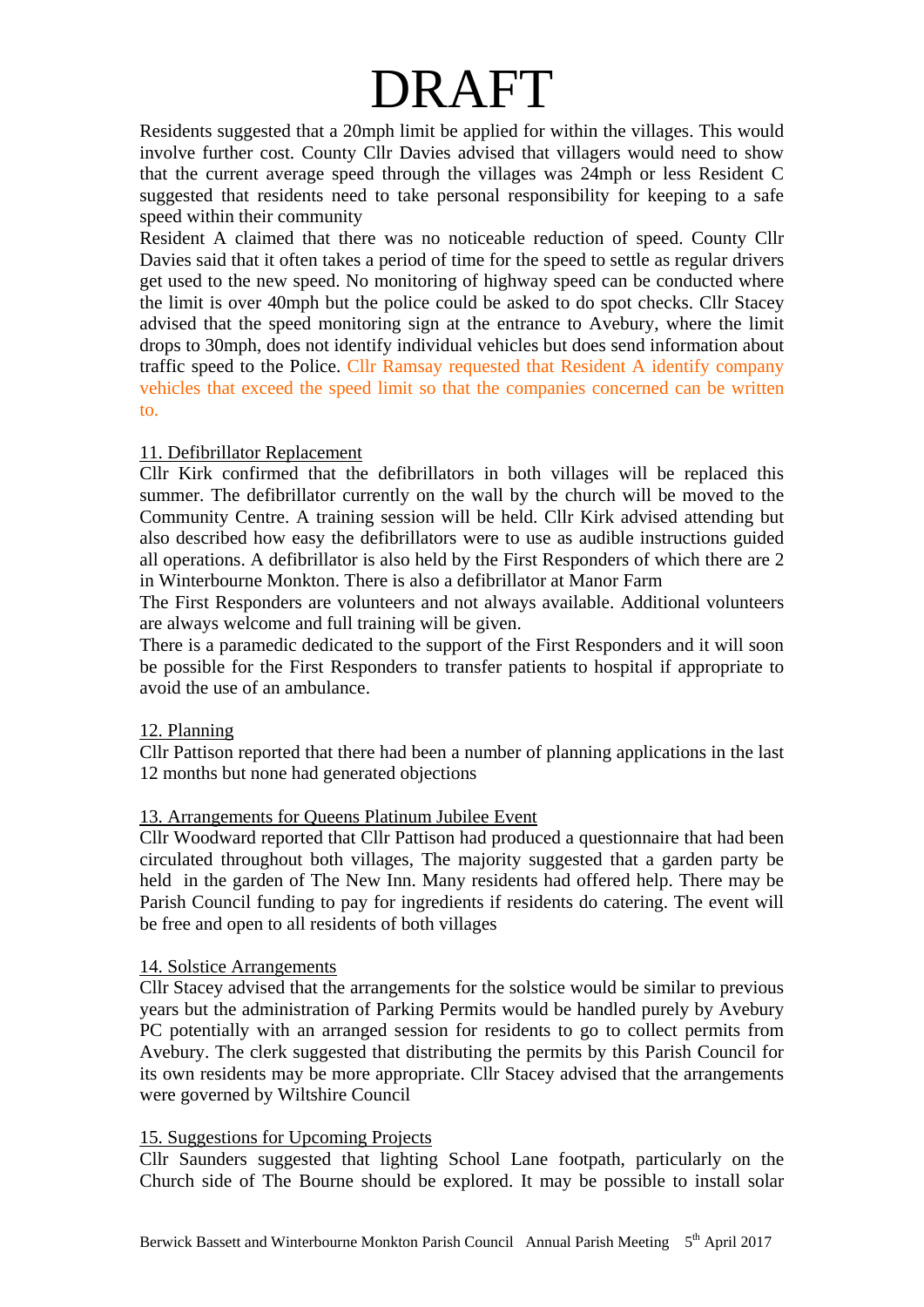# DRAFT

Residents suggested that a 20mph limit be applied for within the villages. This would involve further cost. County Cllr Davies advised that villagers would need to show that the current average speed through the villages was 24mph or less Resident C suggested that residents need to take personal responsibility for keeping to a safe speed within their community

Resident A claimed that there was no noticeable reduction of speed. County Cllr Davies said that it often takes a period of time for the speed to settle as regular drivers get used to the new speed. No monitoring of highway speed can be conducted where the limit is over 40mph but the police could be asked to do spot checks. Cllr Stacey advised that the speed monitoring sign at the entrance to Avebury, where the limit drops to 30mph, does not identify individual vehicles but does send information about traffic speed to the Police. Cllr Ramsay requested that Resident A identify company vehicles that exceed the speed limit so that the companies concerned can be written to.

## 11. Defibrillator Replacement

Cllr Kirk confirmed that the defibrillators in both villages will be replaced this summer. The defibrillator currently on the wall by the church will be moved to the Community Centre. A training session will be held. Cllr Kirk advised attending but also described how easy the defibrillators were to use as audible instructions guided all operations. A defibrillator is also held by the First Responders of which there are 2 in Winterbourne Monkton. There is also a defibrillator at Manor Farm

The First Responders are volunteers and not always available. Additional volunteers are always welcome and full training will be given.

There is a paramedic dedicated to the support of the First Responders and it will soon be possible for the First Responders to transfer patients to hospital if appropriate to avoid the use of an ambulance.

## 12. Planning

Cllr Pattison reported that there had been a number of planning applications in the last 12 months but none had generated objections

## 13. Arrangements for Queens Platinum Jubilee Event

Cllr Woodward reported that Cllr Pattison had produced a questionnaire that had been circulated throughout both villages, The majority suggested that a garden party be held in the garden of The New Inn. Many residents had offered help. There may be Parish Council funding to pay for ingredients if residents do catering. The event will be free and open to all residents of both villages

## 14. Solstice Arrangements

Cllr Stacey advised that the arrangements for the solstice would be similar to previous years but the administration of Parking Permits would be handled purely by Avebury PC potentially with an arranged session for residents to go to collect permits from Avebury. The clerk suggested that distributing the permits by this Parish Council for its own residents may be more appropriate. Cllr Stacey advised that the arrangements were governed by Wiltshire Council

## 15. Suggestions for Upcoming Projects

Cllr Saunders suggested that lighting School Lane footpath, particularly on the Church side of The Bourne should be explored. It may be possible to install solar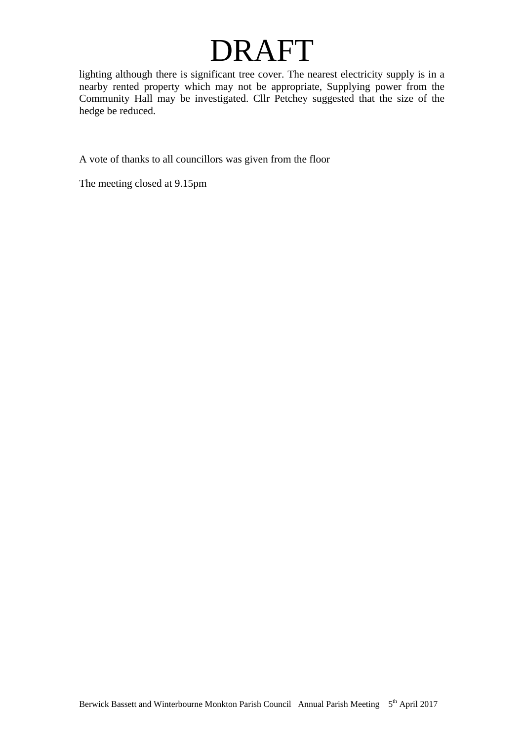# DRAFT

lighting although there is significant tree cover. The nearest electricity supply is in a nearby rented property which may not be appropriate, Supplying power from the Community Hall may be investigated. Cllr Petchey suggested that the size of the hedge be reduced.

A vote of thanks to all councillors was given from the floor

The meeting closed at 9.15pm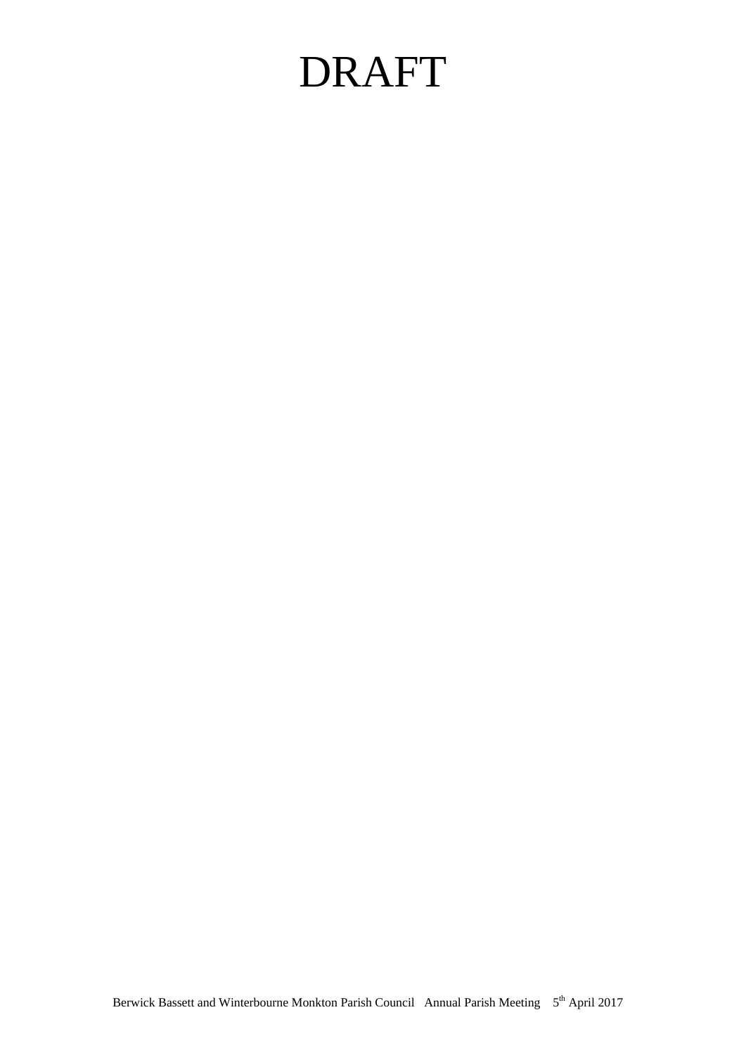# DRAFT